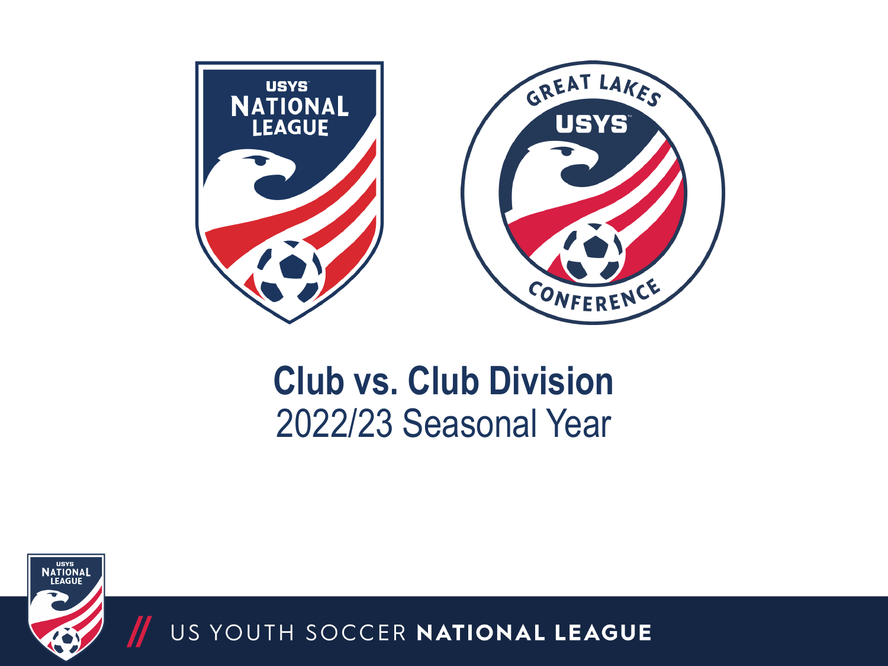# Club vs. Club Division

2022/23 Seasonal Year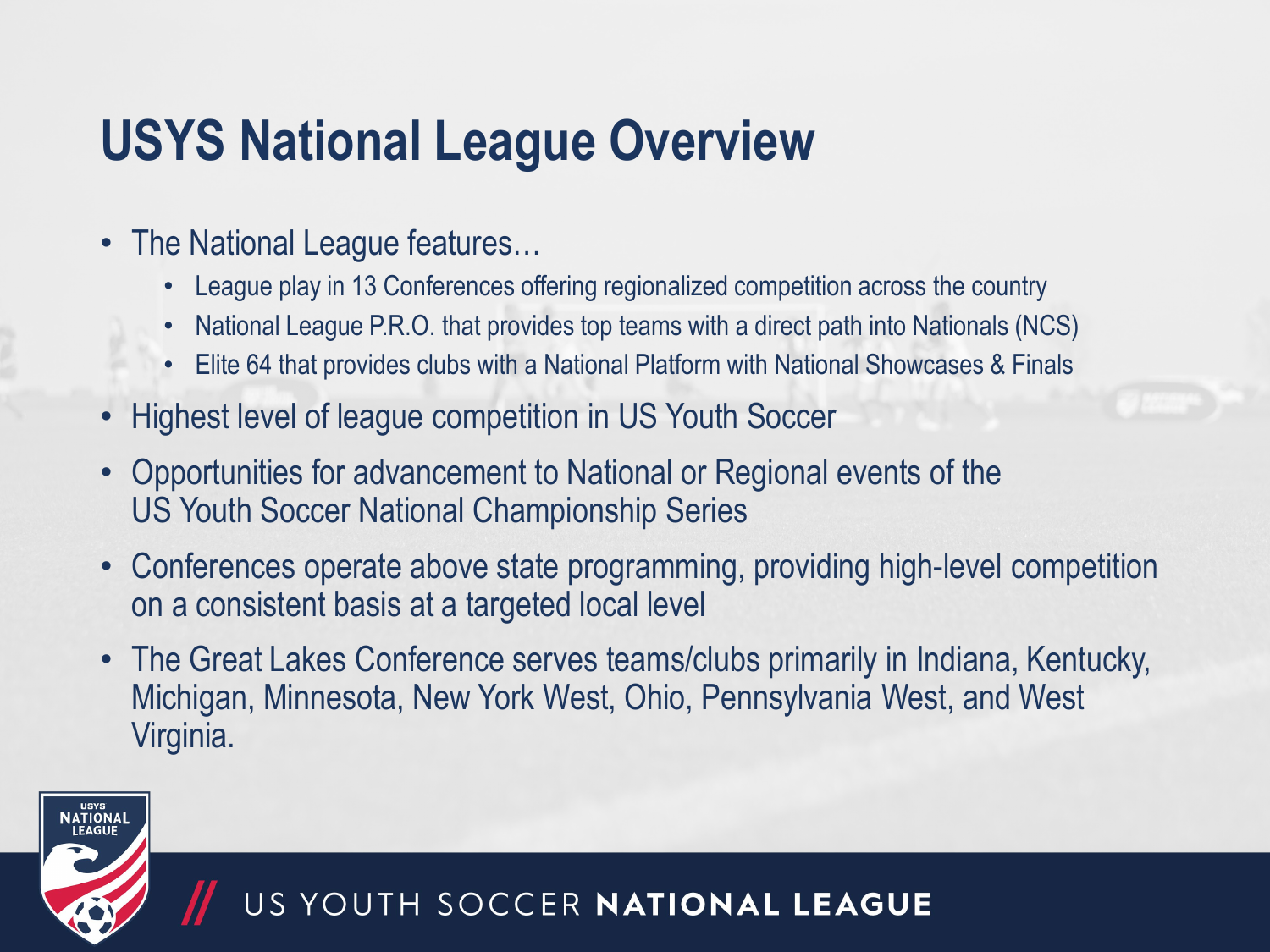# USYS National League Overview

- The National League features…
  - League play in 13 Conferences offering regionalized competition across the country
  - National League P.R.O. that provides top teams with a direct path into Nationals (NCS)
  - Elite 64 that provides clubs with a National Platform with National Showcases & Finals
- Highest level of league competition in US Youth Soccer
- Opportunities for advancement to National or Regional events of the US Youth Soccer National Championship Series
- Conferences operate above state programming, providing high-level competition on a consistent basis at a targeted local level
- The Great Lakes Conference serves teams/clubs primarily in Indiana, Kentucky, Michigan, Minnesota, New York West, Ohio, Pennsylvania West, and West Virginia.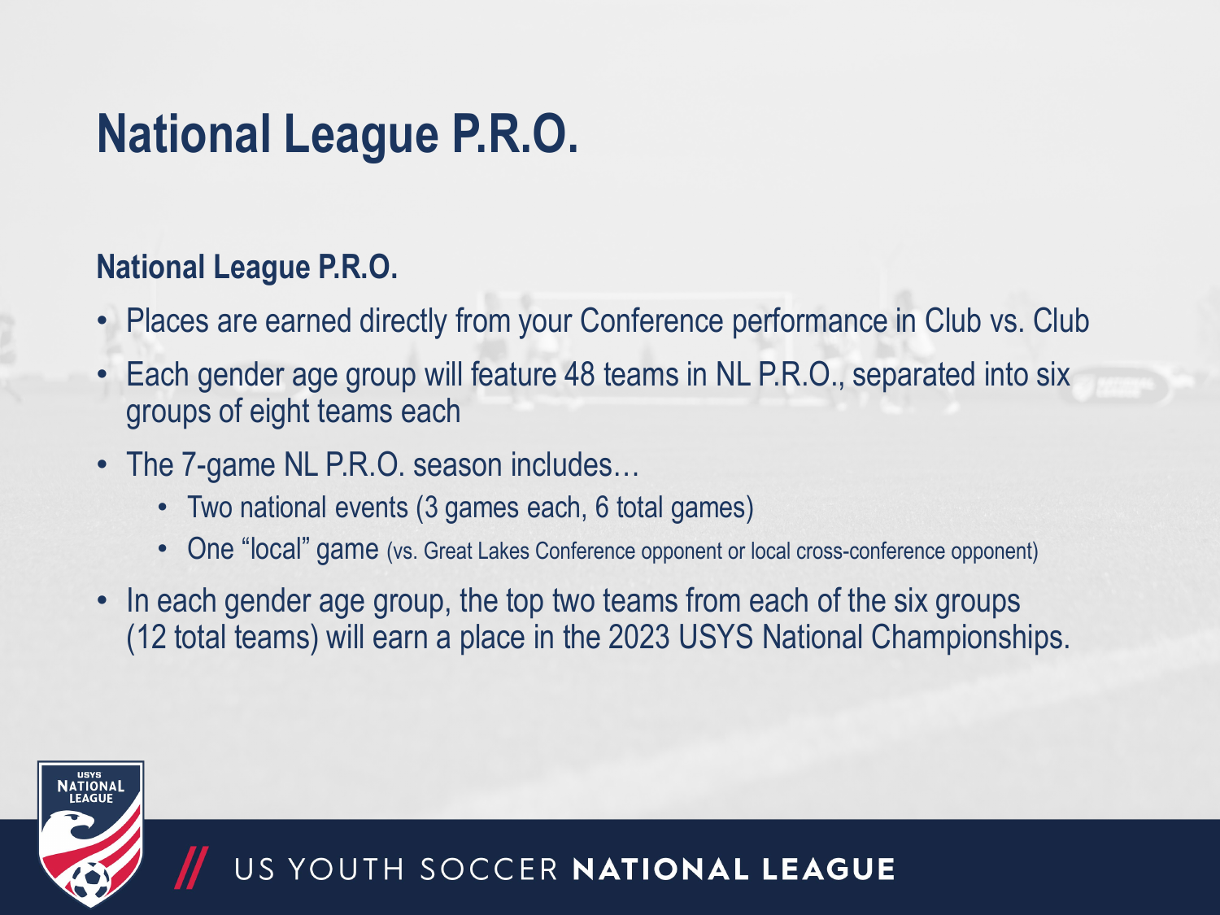# National League P.R.O.

**National League P.R.O.**

- Places are earned directly from your Conference performance in Club vs. Club
- Each gender age group will feature 48 teams in NL P.R.O., separated into six groups of eight teams each
- The 7-game NL P.R.O. season includes…
  - Two national events (3 games each, 6 total games)
  - One "local" game (vs. Great Lakes Conference opponent or local cross-conference opponent)
- In each gender age group, the top two teams from each of the six groups (12 total teams) will earn a place in the 2023 USYS National Championships.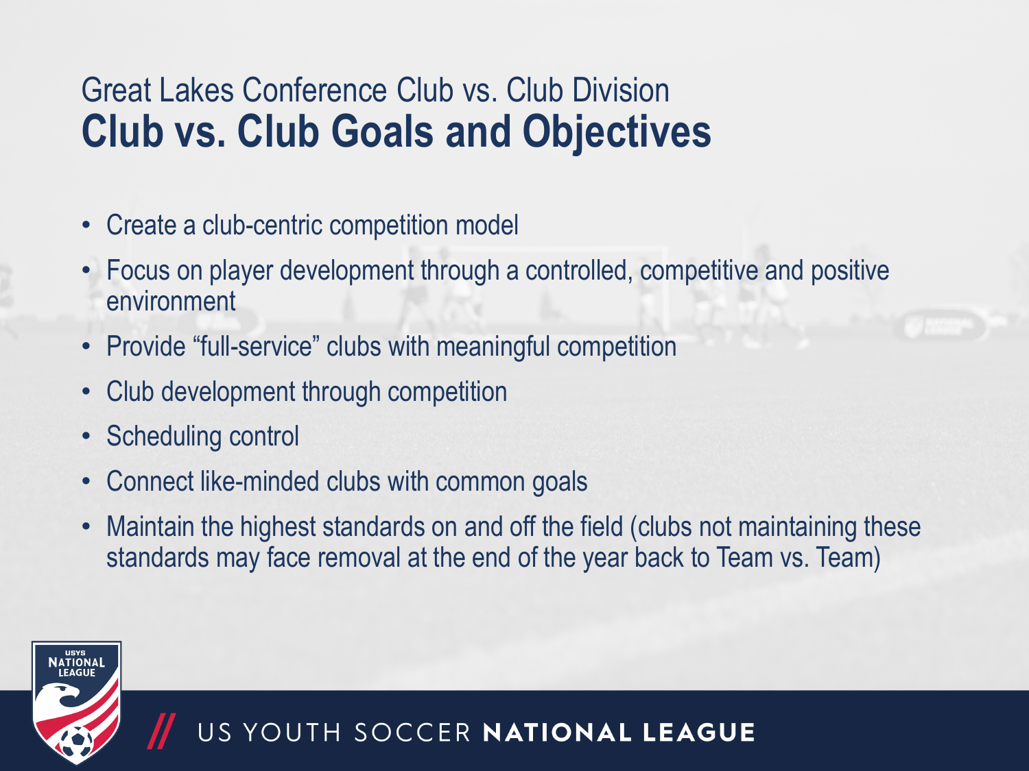Great Lakes Conference Club vs. Club Division

# Club vs. Club Goals and Objectives

- Create a club-centric competition model
- Focus on player development through a controlled, competitive and positive environment
- Provide "full-service" clubs with meaningful competition
- Club development through competition
- Scheduling control
- Connect like-minded clubs with common goals
- Maintain the highest standards on and off the field (clubs not maintaining these standards may face removal at the end of the year back to Team vs. Team)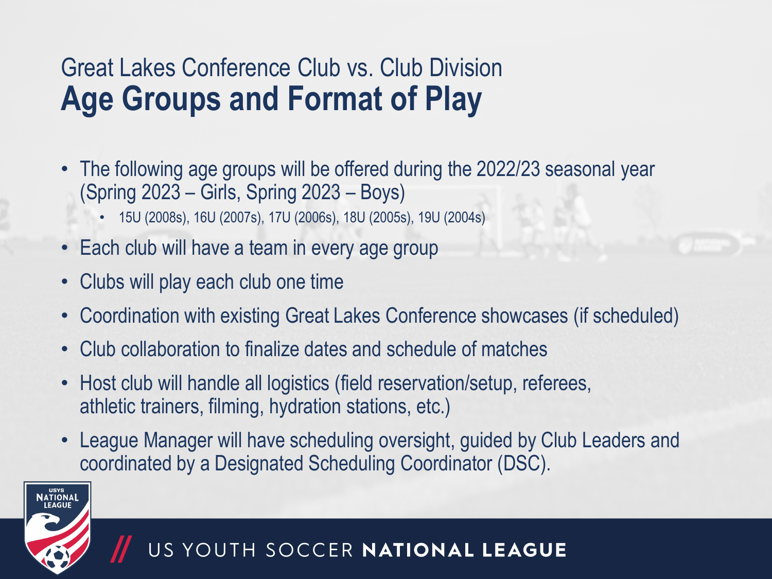## Great Lakes Conference Club vs. Club Division

# Age Groups and Format of Play

- The following age groups will be offered during the 2022/23 seasonal year (Spring 2023 – Girls, Spring 2023 – Boys)
  - 15U (2008s), 16U (2007s), 17U (2006s), 18U (2005s), 19U (2004s)
- Each club will have a team in every age group
- Clubs will play each club one time
- Coordination with existing Great Lakes Conference showcases (if scheduled)
- Club collaboration to finalize dates and schedule of matches
- Host club will handle all logistics (field reservation/setup, referees, athletic trainers, filming, hydration stations, etc.)
- League Manager will have scheduling oversight, guided by Club Leaders and coordinated by a Designated Scheduling Coordinator (DSC).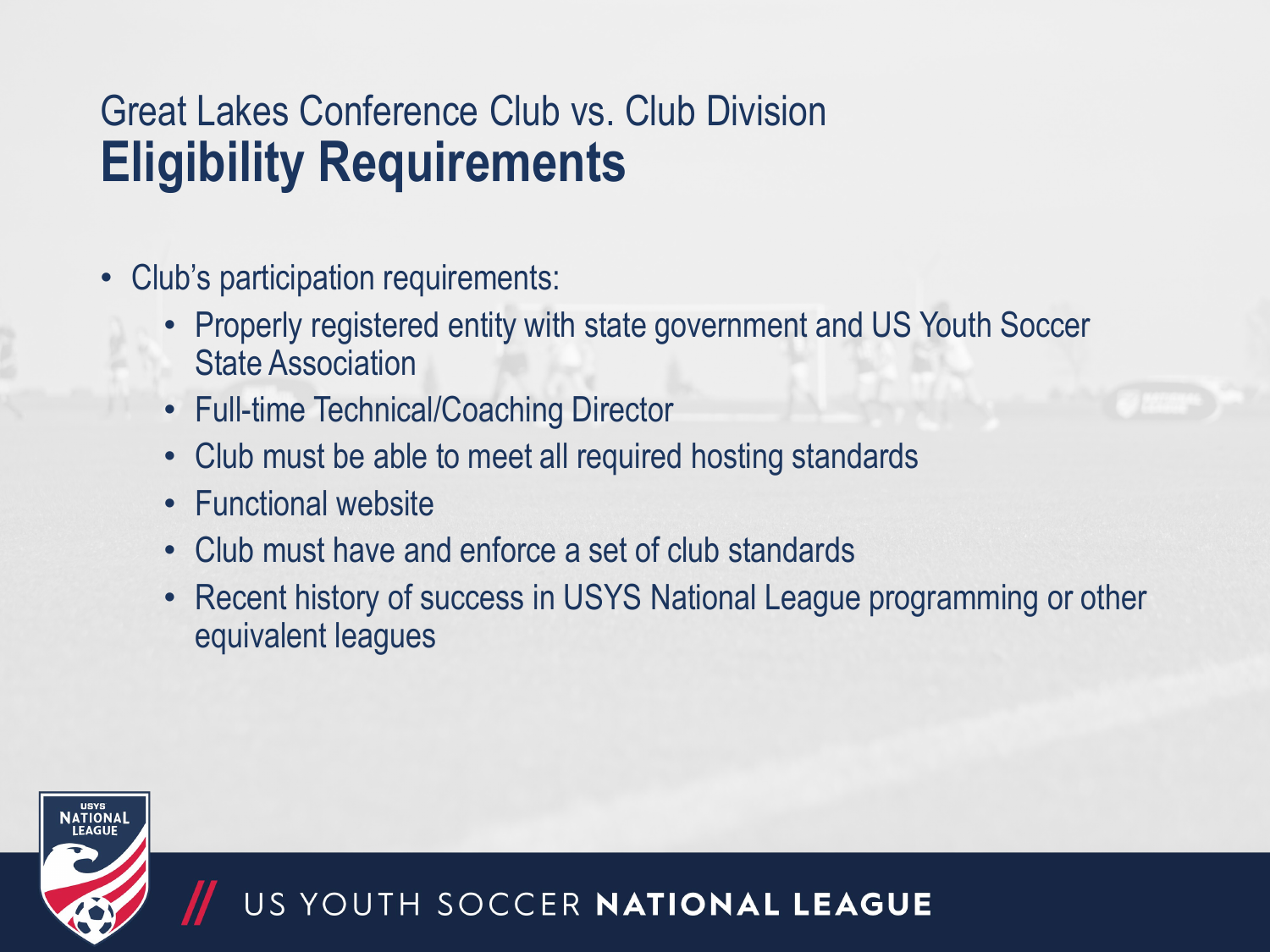## Great Lakes Conference Club vs. Club Division

# Eligibility Requirements

- Club's participation requirements:
  - Properly registered entity with state government and US Youth Soccer State Association
  - Full-time Technical/Coaching Director
  - Club must be able to meet all required hosting standards
  - Functional website
  - Club must have and enforce a set of club standards
  - Recent history of success in USYS National League programming or other equivalent leagues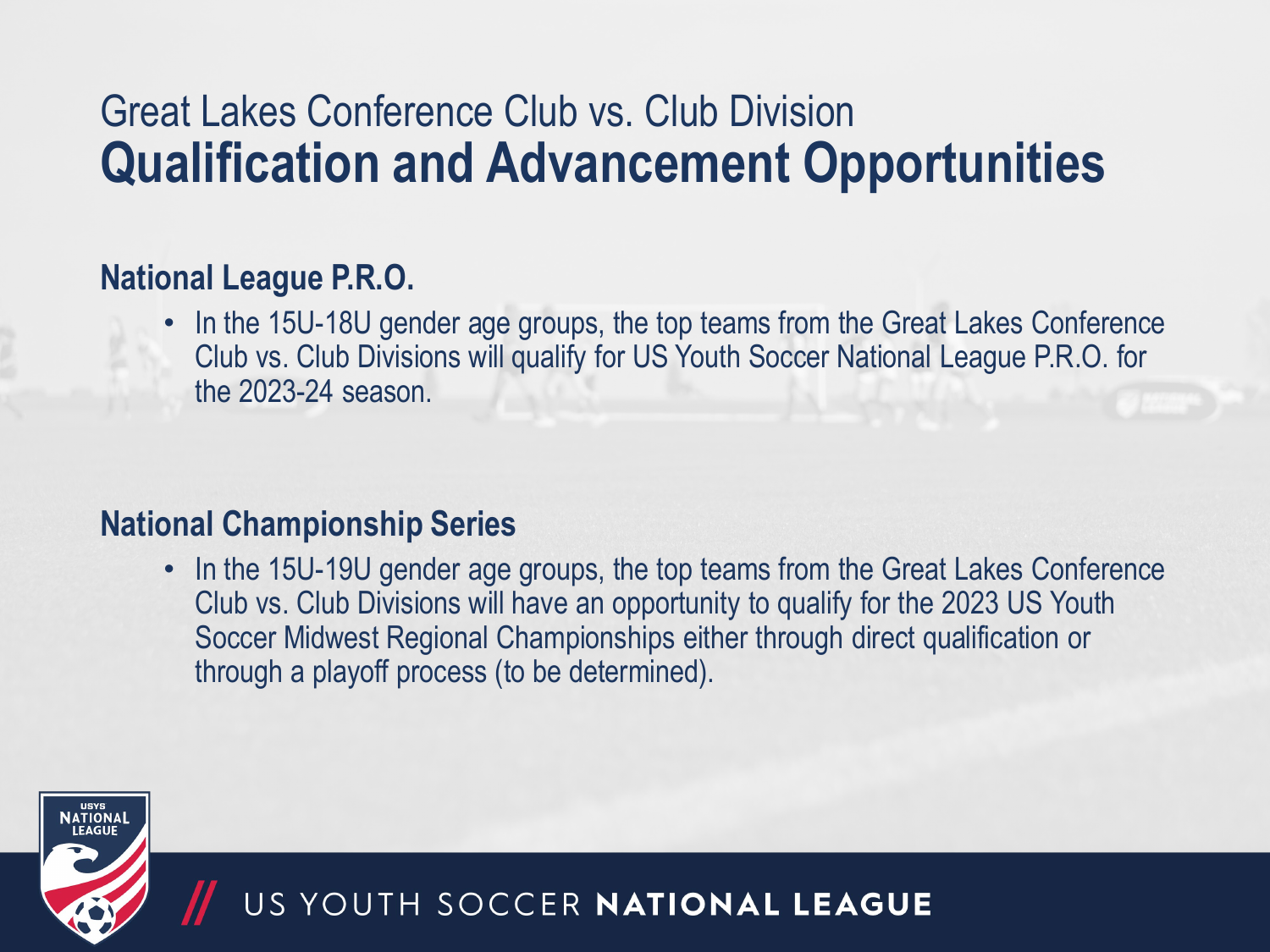# Great Lakes Conference Club vs. Club Division
# **Qualification and Advancement Opportunities**

## National League P.R.O.

- In the 15U-18U gender age groups, the top teams from the Great Lakes Conference Club vs. Club Divisions will qualify for US Youth Soccer National League P.R.O. for the 2023-24 season.

## National Championship Series

- In the 15U-19U gender age groups, the top teams from the Great Lakes Conference Club vs. Club Divisions will have an opportunity to qualify for the 2023 US Youth Soccer Midwest Regional Championships either through direct qualification or through a playoff process (to be determined).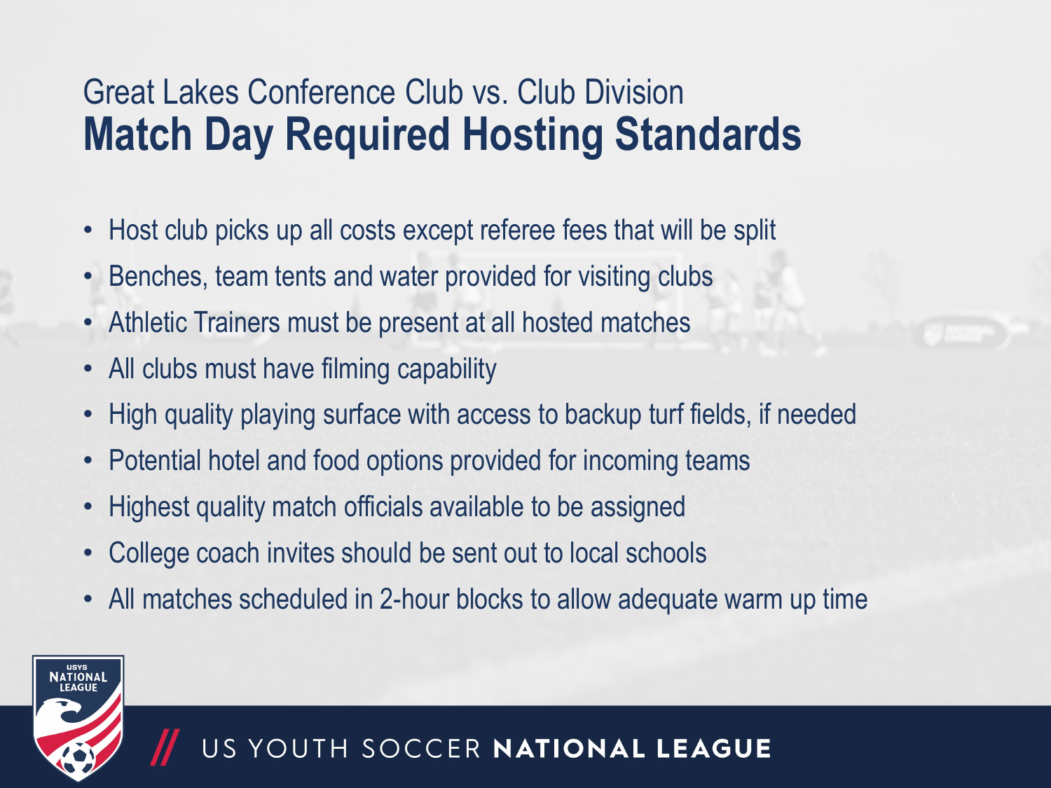Great Lakes Conference Club vs. Club Division

# Match Day Required Hosting Standards

- Host club picks up all costs except referee fees that will be split
- Benches, team tents and water provided for visiting clubs
- Athletic Trainers must be present at all hosted matches
- All clubs must have filming capability
- High quality playing surface with access to backup turf fields, if needed
- Potential hotel and food options provided for incoming teams
- Highest quality match officials available to be assigned
- College coach invites should be sent out to local schools
- All matches scheduled in 2-hour blocks to allow adequate warm up time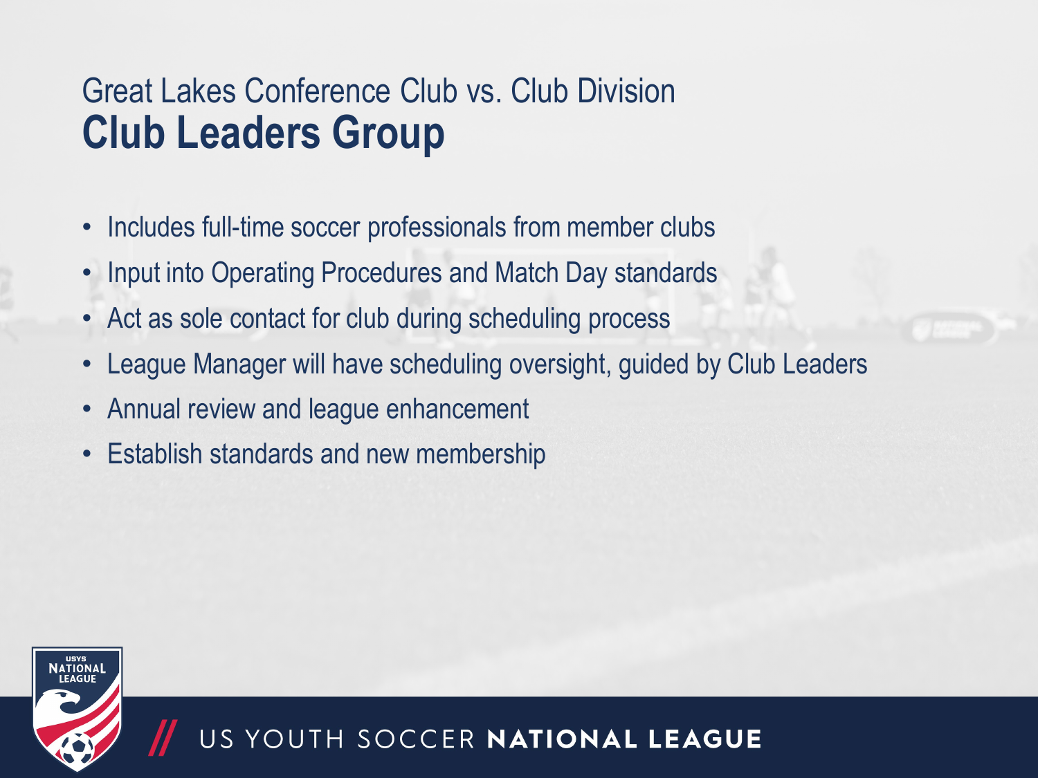Great Lakes Conference Club vs. Club Division

# Club Leaders Group

- Includes full-time soccer professionals from member clubs
- Input into Operating Procedures and Match Day standards
- Act as sole contact for club during scheduling process
- League Manager will have scheduling oversight, guided by Club Leaders
- Annual review and league enhancement
- Establish standards and new membership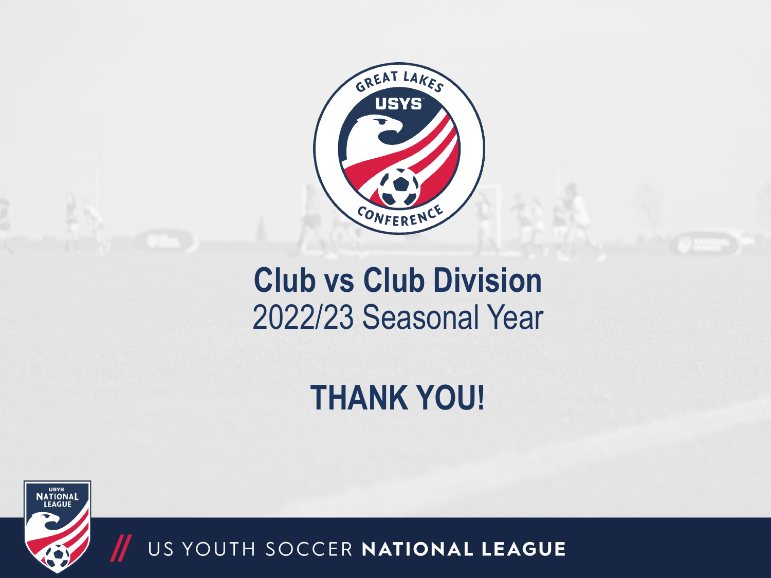# Club vs Club Division

2022/23 Seasonal Year

## THANK YOU!